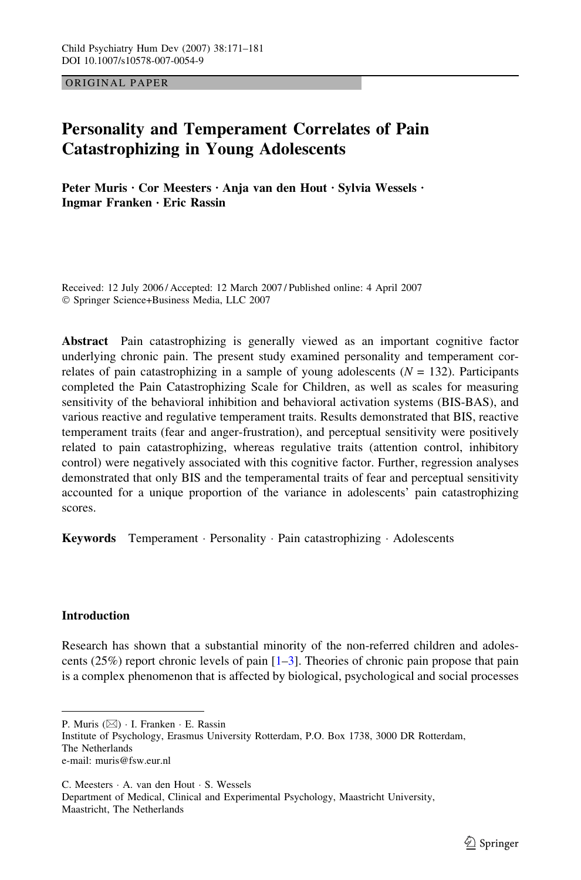ORIGINAL PAPER

# Personality and Temperament Correlates of Pain Catastrophizing in Young Adolescents

**Peter Muris · Cor Meesters · Anja van den Hout · Sylvia Wessels · Ingmar Franken · Eric Rassin**

Received: 12 July 2006 / Accepted: 12 March 2007 / Published online: 4 April 2007
© Springer Science+Business Media, LLC 2007

**Abstract** Pain catastrophizing is generally viewed as an important cognitive factor underlying chronic pain. The present study examined personality and temperament correlates of pain catastrophizing in a sample of young adolescents ($N = 132$). Participants completed the Pain Catastrophizing Scale for Children, as well as scales for measuring sensitivity of the behavioral inhibition and behavioral activation systems (BIS-BAS), and various reactive and regulative temperament traits. Results demonstrated that BIS, reactive temperament traits (fear and anger-frustration), and perceptual sensitivity were positively related to pain catastrophizing, whereas regulative traits (attention control, inhibitory control) were negatively associated with this cognitive factor. Further, regression analyses demonstrated that only BIS and the temperamental traits of fear and perceptual sensitivity accounted for a unique proportion of the variance in adolescents' pain catastrophizing scores.

**Keywords** Temperament · Personality · Pain catastrophizing · Adolescents

## Introduction

Research has shown that a substantial minority of the non-referred children and adolescents (25%) report chronic levels of pain [1–3]. Theories of chronic pain propose that pain is a complex phenomenon that is affected by biological, psychological and social processes

---

P. Muris (✉) · I. Franken · E. Rassin
Institute of Psychology, Erasmus University Rotterdam, P.O. Box 1738, 3000 DR Rotterdam, The Netherlands
e-mail: muris@fsw.eur.nl

C. Meesters · A. van den Hout · S. Wessels
Department of Medical, Clinical and Experimental Psychology, Maastricht University, Maastricht, The Netherlands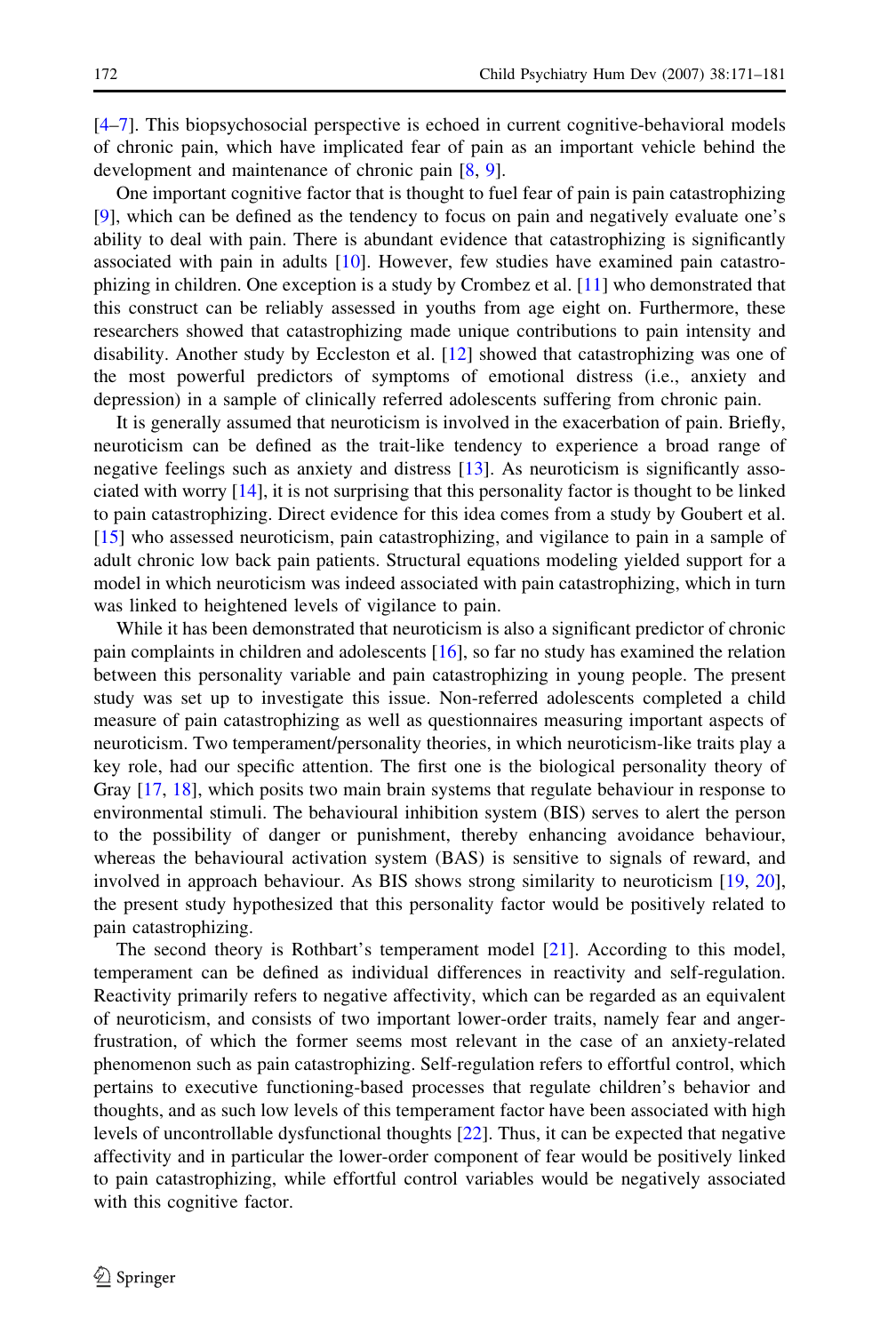[4–7]. This biopsychosocial perspective is echoed in current cognitive-behavioral models of chronic pain, which have implicated fear of pain as an important vehicle behind the development and maintenance of chronic pain [8, 9].

One important cognitive factor that is thought to fuel fear of pain is pain catastrophizing [9], which can be defined as the tendency to focus on pain and negatively evaluate one's ability to deal with pain. There is abundant evidence that catastrophizing is significantly associated with pain in adults [10]. However, few studies have examined pain catastrophizing in children. One exception is a study by Crombez et al. [11] who demonstrated that this construct can be reliably assessed in youths from age eight on. Furthermore, these researchers showed that catastrophizing made unique contributions to pain intensity and disability. Another study by Eccleston et al. [12] showed that catastrophizing was one of the most powerful predictors of symptoms of emotional distress (i.e., anxiety and depression) in a sample of clinically referred adolescents suffering from chronic pain.

It is generally assumed that neuroticism is involved in the exacerbation of pain. Briefly, neuroticism can be defined as the trait-like tendency to experience a broad range of negative feelings such as anxiety and distress [13]. As neuroticism is significantly associated with worry [14], it is not surprising that this personality factor is thought to be linked to pain catastrophizing. Direct evidence for this idea comes from a study by Goubert et al. [15] who assessed neuroticism, pain catastrophizing, and vigilance to pain in a sample of adult chronic low back pain patients. Structural equations modeling yielded support for a model in which neuroticism was indeed associated with pain catastrophizing, which in turn was linked to heightened levels of vigilance to pain.

While it has been demonstrated that neuroticism is also a significant predictor of chronic pain complaints in children and adolescents [16], so far no study has examined the relation between this personality variable and pain catastrophizing in young people. The present study was set up to investigate this issue. Non-referred adolescents completed a child measure of pain catastrophizing as well as questionnaires measuring important aspects of neuroticism. Two temperament/personality theories, in which neuroticism-like traits play a key role, had our specific attention. The first one is the biological personality theory of Gray [17, 18], which posits two main brain systems that regulate behaviour in response to environmental stimuli. The behavioural inhibition system (BIS) serves to alert the person to the possibility of danger or punishment, thereby enhancing avoidance behaviour, whereas the behavioural activation system (BAS) is sensitive to signals of reward, and involved in approach behaviour. As BIS shows strong similarity to neuroticism [19, 20], the present study hypothesized that this personality factor would be positively related to pain catastrophizing.

The second theory is Rothbart's temperament model [21]. According to this model, temperament can be defined as individual differences in reactivity and self-regulation. Reactivity primarily refers to negative affectivity, which can be regarded as an equivalent of neuroticism, and consists of two important lower-order traits, namely fear and anger-frustration, of which the former seems most relevant in the case of an anxiety-related phenomenon such as pain catastrophizing. Self-regulation refers to effortful control, which pertains to executive functioning-based processes that regulate children's behavior and thoughts, and as such low levels of this temperament factor have been associated with high levels of uncontrollable dysfunctional thoughts [22]. Thus, it can be expected that negative affectivity and in particular the lower-order component of fear would be positively linked to pain catastrophizing, while effortful control variables would be negatively associated with this cognitive factor.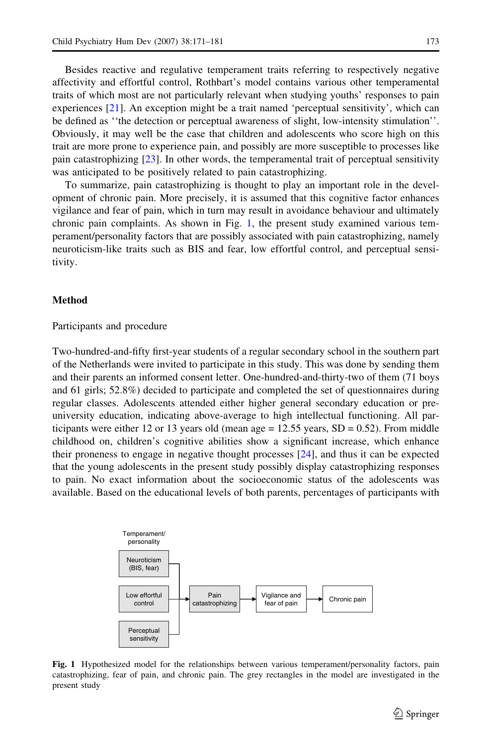Besides reactive and regulative temperament traits referring to respectively negative affectivity and effortful control, Rothbart's model contains various other temperamental traits of which most are not particularly relevant when studying youths' responses to pain experiences [21]. An exception might be a trait named 'perceptual sensitivity', which can be defined as ''the detection or perceptual awareness of slight, low-intensity stimulation''. Obviously, it may well be the case that children and adolescents who score high on this trait are more prone to experience pain, and possibly are more susceptible to processes like pain catastrophizing [23]. In other words, the temperamental trait of perceptual sensitivity was anticipated to be positively related to pain catastrophizing.

To summarize, pain catastrophizing is thought to play an important role in the development of chronic pain. More precisely, it is assumed that this cognitive factor enhances vigilance and fear of pain, which in turn may result in avoidance behaviour and ultimately chronic pain complaints. As shown in Fig. 1, the present study examined various temperament/personality factors that are possibly associated with pain catastrophizing, namely neuroticism-like traits such as BIS and fear, low effortful control, and perceptual sensitivity.

## Method

### Participants and procedure

Two-hundred-and-fifty first-year students of a regular secondary school in the southern part of the Netherlands were invited to participate in this study. This was done by sending them and their parents an informed consent letter. One-hundred-and-thirty-two of them (71 boys and 61 girls; 52.8%) decided to participate and completed the set of questionnaires during regular classes. Adolescents attended either higher general secondary education or pre-university education, indicating above-average to high intellectual functioning. All participants were either 12 or 13 years old (mean age = 12.55 years, SD = 0.52). From middle childhood on, children's cognitive abilities show a significant increase, which enhance their proneness to engage in negative thought processes [24], and thus it can be expected that the young adolescents in the present study possibly display catastrophizing responses to pain. No exact information about the socioeconomic status of the adolescents was available. Based on the educational levels of both parents, percentages of participants with

Temperament/ personality

Neuroticism (BIS, fear)

Low effortful control

Perceptual sensitivity

Pain catastrophizing → Vigilance and fear of pain → Chronic pain

**Fig. 1** Hypothesized model for the relationships between various temperament/personality factors, pain catastrophizing, fear of pain, and chronic pain. The grey rectangles in the model are investigated in the present study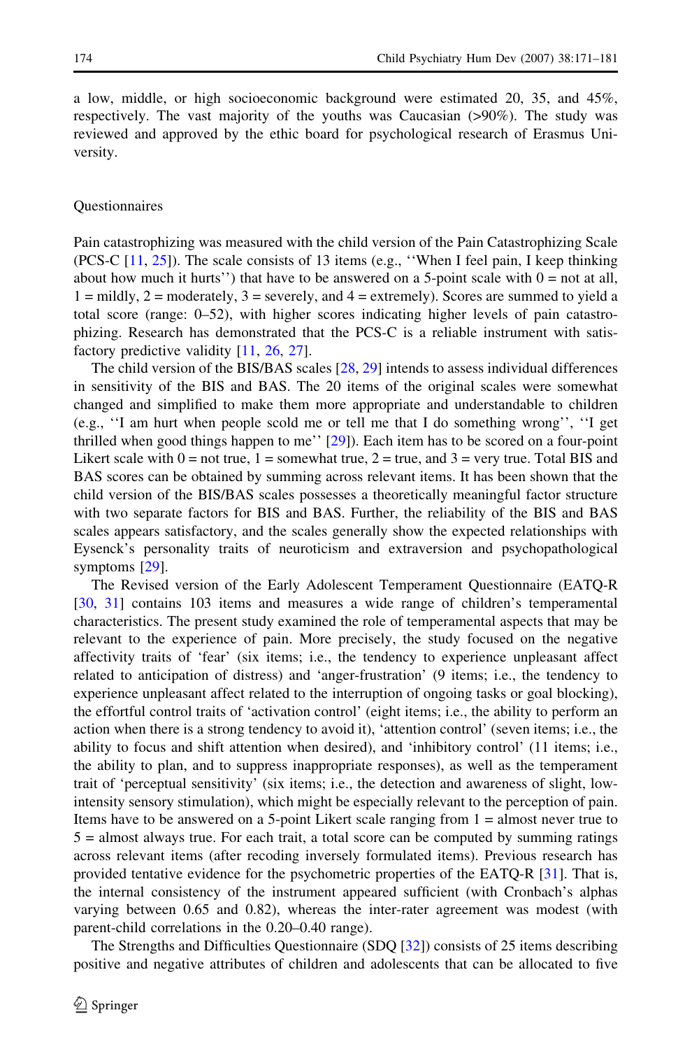a low, middle, or high socioeconomic background were estimated 20, 35, and 45%, respectively. The vast majority of the youths was Caucasian (>90%). The study was reviewed and approved by the ethic board for psychological research of Erasmus University.

## Questionnaires

Pain catastrophizing was measured with the child version of the Pain Catastrophizing Scale (PCS-C [11, 25]). The scale consists of 13 items (e.g., ''When I feel pain, I keep thinking about how much it hurts'') that have to be answered on a 5-point scale with 0 = not at all, 1 = mildly, 2 = moderately, 3 = severely, and 4 = extremely). Scores are summed to yield a total score (range: 0–52), with higher scores indicating higher levels of pain catastrophizing. Research has demonstrated that the PCS-C is a reliable instrument with satisfactory predictive validity [11, 26, 27].

The child version of the BIS/BAS scales [28, 29] intends to assess individual differences in sensitivity of the BIS and BAS. The 20 items of the original scales were somewhat changed and simplified to make them more appropriate and understandable to children (e.g., ''I am hurt when people scold me or tell me that I do something wrong'', ''I get thrilled when good things happen to me'' [29]). Each item has to be scored on a four-point Likert scale with 0 = not true, 1 = somewhat true, 2 = true, and 3 = very true. Total BIS and BAS scores can be obtained by summing across relevant items. It has been shown that the child version of the BIS/BAS scales possesses a theoretically meaningful factor structure with two separate factors for BIS and BAS. Further, the reliability of the BIS and BAS scales appears satisfactory, and the scales generally show the expected relationships with Eysenck's personality traits of neuroticism and extraversion and psychopathological symptoms [29].

The Revised version of the Early Adolescent Temperament Questionnaire (EATQ-R [30, 31] contains 103 items and measures a wide range of children's temperamental characteristics. The present study examined the role of temperamental aspects that may be relevant to the experience of pain. More precisely, the study focused on the negative affectivity traits of 'fear' (six items; i.e., the tendency to experience unpleasant affect related to anticipation of distress) and 'anger-frustration' (9 items; i.e., the tendency to experience unpleasant affect related to the interruption of ongoing tasks or goal blocking), the effortful control traits of 'activation control' (eight items; i.e., the ability to perform an action when there is a strong tendency to avoid it), 'attention control' (seven items; i.e., the ability to focus and shift attention when desired), and 'inhibitory control' (11 items; i.e., the ability to plan, and to suppress inappropriate responses), as well as the temperament trait of 'perceptual sensitivity' (six items; i.e., the detection and awareness of slight, low-intensity sensory stimulation), which might be especially relevant to the perception of pain. Items have to be answered on a 5-point Likert scale ranging from 1 = almost never true to 5 = almost always true. For each trait, a total score can be computed by summing ratings across relevant items (after recoding inversely formulated items). Previous research has provided tentative evidence for the psychometric properties of the EATQ-R [31]. That is, the internal consistency of the instrument appeared sufficient (with Cronbach's alphas varying between 0.65 and 0.82), whereas the inter-rater agreement was modest (with parent-child correlations in the 0.20–0.40 range).

The Strengths and Difficulties Questionnaire (SDQ [32]) consists of 25 items describing positive and negative attributes of children and adolescents that can be allocated to five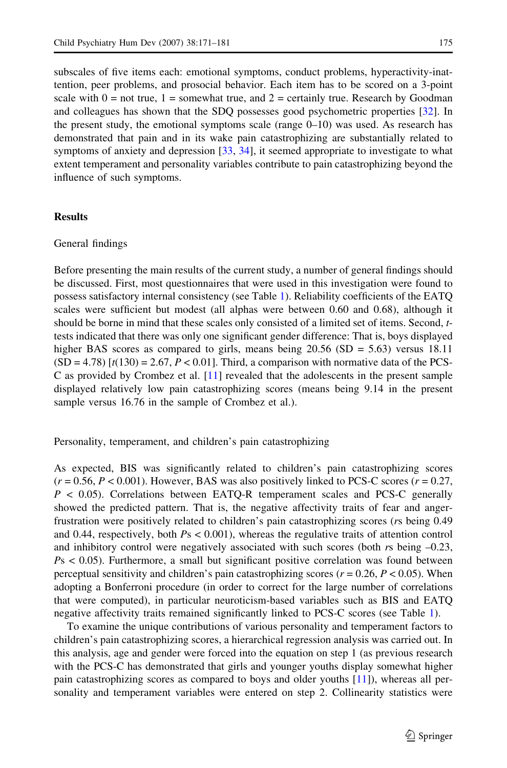subscales of five items each: emotional symptoms, conduct problems, hyperactivity-inattention, peer problems, and prosocial behavior. Each item has to be scored on a 3-point scale with 0 = not true, 1 = somewhat true, and 2 = certainly true. Research by Goodman and colleagues has shown that the SDQ possesses good psychometric properties [32]. In the present study, the emotional symptoms scale (range 0–10) was used. As research has demonstrated that pain and in its wake pain catastrophizing are substantially related to symptoms of anxiety and depression [33, 34], it seemed appropriate to investigate to what extent temperament and personality variables contribute to pain catastrophizing beyond the influence of such symptoms.

## Results

### General findings

Before presenting the main results of the current study, a number of general findings should be discussed. First, most questionnaires that were used in this investigation were found to possess satisfactory internal consistency (see Table 1). Reliability coefficients of the EATQ scales were sufficient but modest (all alphas were between 0.60 and 0.68), although it should be borne in mind that these scales only consisted of a limited set of items. Second, *t*-tests indicated that there was only one significant gender difference: That is, boys displayed higher BAS scores as compared to girls, means being 20.56 (SD = 5.63) versus 18.11 (SD = 4.78) [$t(130) = 2.67$, $P < 0.01$]. Third, a comparison with normative data of the PCS-C as provided by Crombez et al. [11] revealed that the adolescents in the present sample displayed relatively low pain catastrophizing scores (means being 9.14 in the present sample versus 16.76 in the sample of Crombez et al.).

### Personality, temperament, and children's pain catastrophizing

As expected, BIS was significantly related to children's pain catastrophizing scores ($r = 0.56$, $P < 0.001$). However, BAS was also positively linked to PCS-C scores ($r = 0.27$, $P < 0.05$). Correlations between EATQ-R temperament scales and PCS-C generally showed the predicted pattern. That is, the negative affectivity traits of fear and anger-frustration were positively related to children's pain catastrophizing scores (*r*s being 0.49 and 0.44, respectively, both *P*s < 0.001), whereas the regulative traits of attention control and inhibitory control were negatively associated with such scores (both *r*s being –0.23, *P*s < 0.05). Furthermore, a small but significant positive correlation was found between perceptual sensitivity and children's pain catastrophizing scores ($r = 0.26$, $P < 0.05$). When adopting a Bonferroni procedure (in order to correct for the large number of correlations that were computed), in particular neuroticism-based variables such as BIS and EATQ negative affectivity traits remained significantly linked to PCS-C scores (see Table 1).

To examine the unique contributions of various personality and temperament factors to children's pain catastrophizing scores, a hierarchical regression analysis was carried out. In this analysis, age and gender were forced into the equation on step 1 (as previous research with the PCS-C has demonstrated that girls and younger youths display somewhat higher pain catastrophizing scores as compared to boys and older youths [11]), whereas all personality and temperament variables were entered on step 2. Collinearity statistics were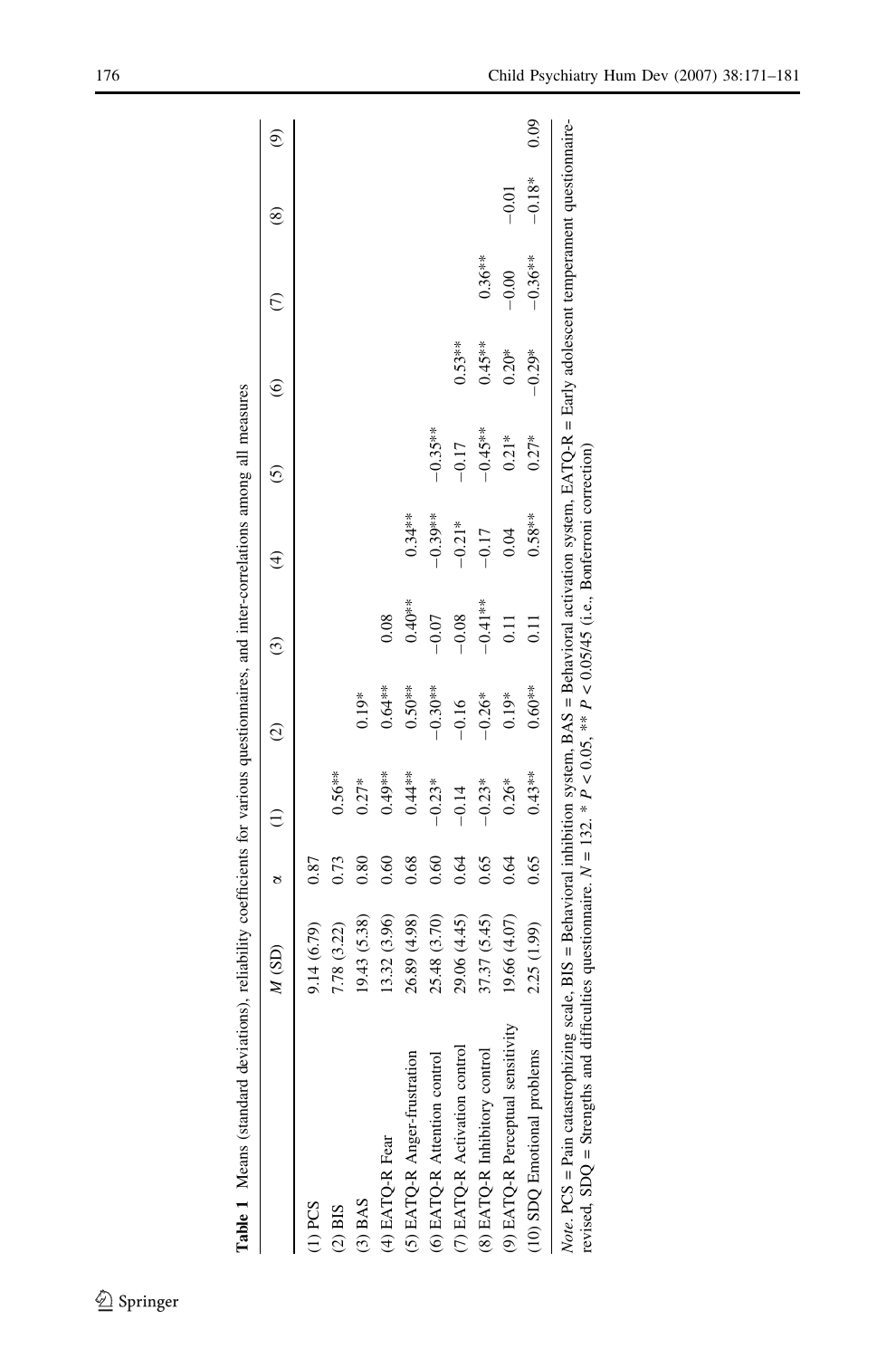**Table 1** Means (standard deviations), reliability coefficients for various questionnaires, and inter-correlations among all measures

| | *M* (SD) | α | (1) | (2) | (3) | (4) | (5) | (6) | (7) | (8) | (9) |
|---|---|---|---|---|---|---|---|---|---|---|---|
| (1) PCS | 9.14 (6.79) | 0.87 | | | | | | | | | |
| (2) BIS | 7.78 (3.22) | 0.73 | 0.56** | | | | | | | | |
| (3) BAS | 19.43 (5.38) | 0.80 | 0.27* | 0.19* | | | | | | | |
| (4) EATQ-R Fear | 13.32 (3.96) | 0.60 | 0.49** | 0.64** | 0.08 | | | | | | |
| (5) EATQ-R Anger-frustration | 26.89 (4.98) | 0.68 | 0.44** | 0.50** | 0.40** | 0.34** | | | | | |
| (6) EATQ-R Attention control | 25.48 (3.70) | 0.60 | −0.23* | −0.30** | −0.07 | −0.39** | −0.35** | | | | |
| (7) EATQ-R Activation control | 29.06 (4.45) | 0.64 | −0.14 | −0.16 | −0.08 | −0.21* | −0.17 | 0.53** | | | |
| (8) EATQ-R Inhibitory control | 37.37 (5.45) | 0.65 | −0.23* | −0.26* | −0.41** | −0.17 | −0.45** | 0.45** | 0.36** | | |
| (9) EATQ-R Perceptual sensitivity | 19.66 (4.07) | 0.64 | 0.26* | 0.19* | 0.11 | 0.04 | 0.21* | 0.20* | −0.00 | −0.01 | |
| (10) SDQ Emotional problems | 2.25 (1.99) | 0.65 | 0.43** | 0.60** | 0.11 | 0.58** | 0.27* | −0.29* | −0.36** | −0.18* | 0.09 |

*Note*. PCS = Pain catastrophizing scale, BIS = Behavioral inhibition system, BAS = Behavioral activation system, EATQ-R = Early adolescent temperament questionnaire-revised, SDQ = Strengths and difficulties questionnaire. $N = 132$. * $P < 0.05$, ** $P < 0.05/45$ (i.e., Bonferroni correction)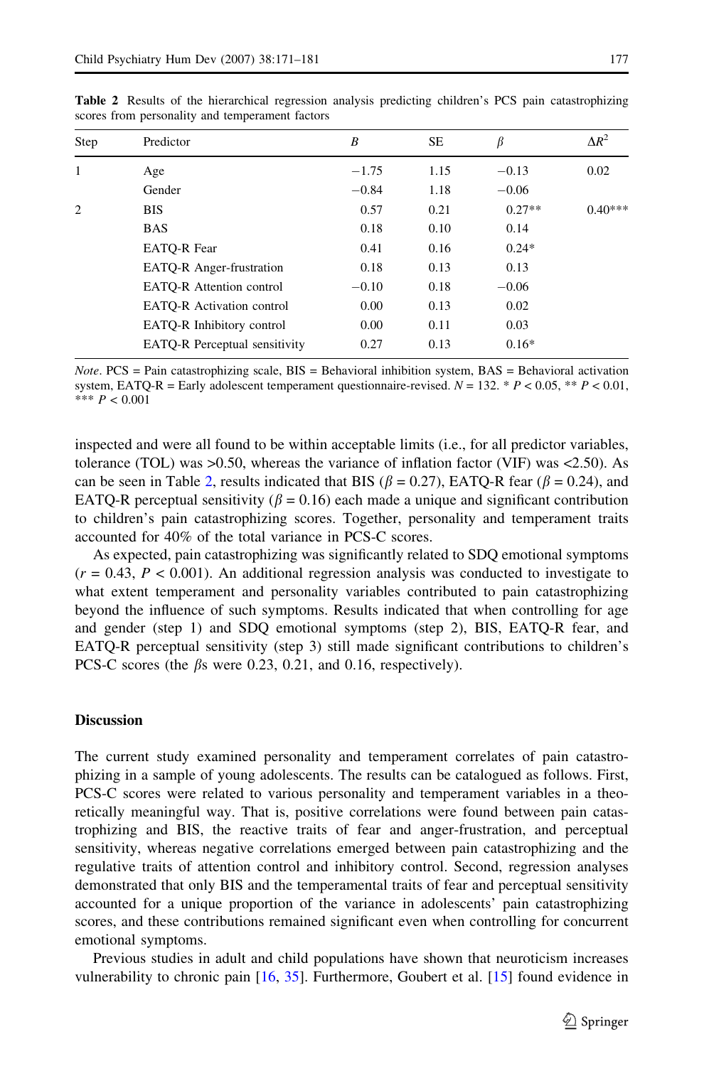**Table 2** Results of the hierarchical regression analysis predicting children's PCS pain catastrophizing scores from personality and temperament factors

| Step | Predictor | *B* | SE | $\beta$ | $\Delta R^2$ |
|---|---|---|---|---|---|
| 1 | Age | −1.75 | 1.15 | −0.13 | 0.02 |
| | Gender | −0.84 | 1.18 | −0.06 | |
| 2 | BIS | 0.57 | 0.21 | 0.27** | 0.40*** |
| | BAS | 0.18 | 0.10 | 0.14 | |
| | EATQ-R Fear | 0.41 | 0.16 | 0.24* | |
| | EATQ-R Anger-frustration | 0.18 | 0.13 | 0.13 | |
| | EATQ-R Attention control | −0.10 | 0.18 | −0.06 | |
| | EATQ-R Activation control | 0.00 | 0.13 | 0.02 | |
| | EATQ-R Inhibitory control | 0.00 | 0.11 | 0.03 | |
| | EATQ-R Perceptual sensitivity | 0.27 | 0.13 | 0.16* | |

*Note*. PCS = Pain catastrophizing scale, BIS = Behavioral inhibition system, BAS = Behavioral activation system, EATQ-R = Early adolescent temperament questionnaire-revised. $N = 132$. * $P < 0.05$, ** $P < 0.01$, *** $P < 0.001$

inspected and were all found to be within acceptable limits (i.e., for all predictor variables, tolerance (TOL) was >0.50, whereas the variance of inflation factor (VIF) was <2.50). As can be seen in Table 2, results indicated that BIS ($\beta = 0.27$), EATQ-R fear ($\beta = 0.24$), and EATQ-R perceptual sensitivity ($\beta = 0.16$) each made a unique and significant contribution to children's pain catastrophizing scores. Together, personality and temperament traits accounted for 40% of the total variance in PCS-C scores.

As expected, pain catastrophizing was significantly related to SDQ emotional symptoms ($r = 0.43$, $P < 0.001$). An additional regression analysis was conducted to investigate to what extent temperament and personality variables contributed to pain catastrophizing beyond the influence of such symptoms. Results indicated that when controlling for age and gender (step 1) and SDQ emotional symptoms (step 2), BIS, EATQ-R fear, and EATQ-R perceptual sensitivity (step 3) still made significant contributions to children's PCS-C scores (the $\beta$s were 0.23, 0.21, and 0.16, respectively).

## Discussion

The current study examined personality and temperament correlates of pain catastrophizing in a sample of young adolescents. The results can be catalogued as follows. First, PCS-C scores were related to various personality and temperament variables in a theoretically meaningful way. That is, positive correlations were found between pain catastrophizing and BIS, the reactive traits of fear and anger-frustration, and perceptual sensitivity, whereas negative correlations emerged between pain catastrophizing and the regulative traits of attention control and inhibitory control. Second, regression analyses demonstrated that only BIS and the temperamental traits of fear and perceptual sensitivity accounted for a unique proportion of the variance in adolescents' pain catastrophizing scores, and these contributions remained significant even when controlling for concurrent emotional symptoms.

Previous studies in adult and child populations have shown that neuroticism increases vulnerability to chronic pain [16, 35]. Furthermore, Goubert et al. [15] found evidence in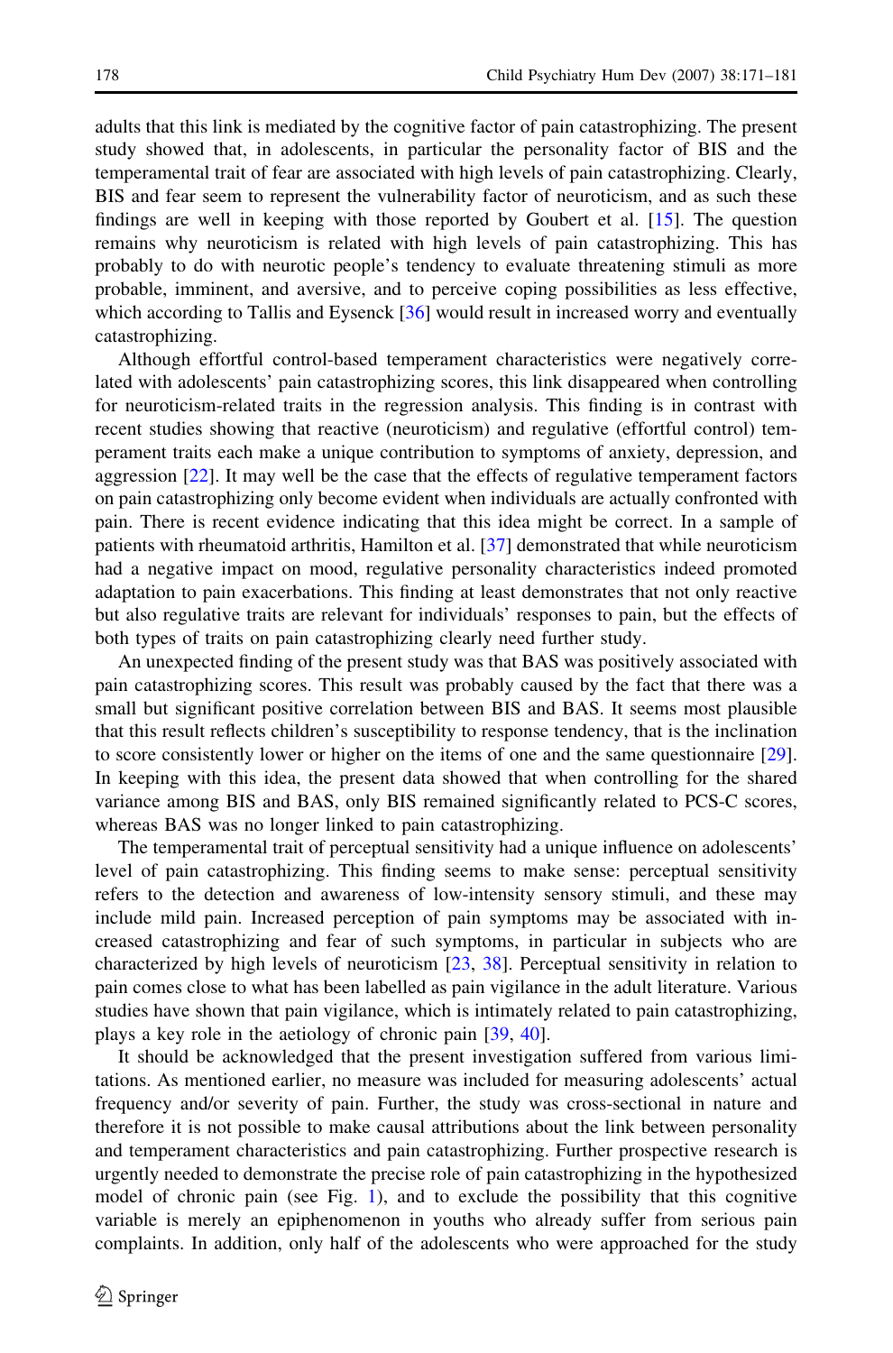adults that this link is mediated by the cognitive factor of pain catastrophizing. The present study showed that, in adolescents, in particular the personality factor of BIS and the temperamental trait of fear are associated with high levels of pain catastrophizing. Clearly, BIS and fear seem to represent the vulnerability factor of neuroticism, and as such these findings are well in keeping with those reported by Goubert et al. [15]. The question remains why neuroticism is related with high levels of pain catastrophizing. This has probably to do with neurotic people's tendency to evaluate threatening stimuli as more probable, imminent, and aversive, and to perceive coping possibilities as less effective, which according to Tallis and Eysenck [36] would result in increased worry and eventually catastrophizing.

Although effortful control-based temperament characteristics were negatively correlated with adolescents' pain catastrophizing scores, this link disappeared when controlling for neuroticism-related traits in the regression analysis. This finding is in contrast with recent studies showing that reactive (neuroticism) and regulative (effortful control) temperament traits each make a unique contribution to symptoms of anxiety, depression, and aggression [22]. It may well be the case that the effects of regulative temperament factors on pain catastrophizing only become evident when individuals are actually confronted with pain. There is recent evidence indicating that this idea might be correct. In a sample of patients with rheumatoid arthritis, Hamilton et al. [37] demonstrated that while neuroticism had a negative impact on mood, regulative personality characteristics indeed promoted adaptation to pain exacerbations. This finding at least demonstrates that not only reactive but also regulative traits are relevant for individuals' responses to pain, but the effects of both types of traits on pain catastrophizing clearly need further study.

An unexpected finding of the present study was that BAS was positively associated with pain catastrophizing scores. This result was probably caused by the fact that there was a small but significant positive correlation between BIS and BAS. It seems most plausible that this result reflects children's susceptibility to response tendency, that is the inclination to score consistently lower or higher on the items of one and the same questionnaire [29]. In keeping with this idea, the present data showed that when controlling for the shared variance among BIS and BAS, only BIS remained significantly related to PCS-C scores, whereas BAS was no longer linked to pain catastrophizing.

The temperamental trait of perceptual sensitivity had a unique influence on adolescents' level of pain catastrophizing. This finding seems to make sense: perceptual sensitivity refers to the detection and awareness of low-intensity sensory stimuli, and these may include mild pain. Increased perception of pain symptoms may be associated with increased catastrophizing and fear of such symptoms, in particular in subjects who are characterized by high levels of neuroticism [23, 38]. Perceptual sensitivity in relation to pain comes close to what has been labelled as pain vigilance in the adult literature. Various studies have shown that pain vigilance, which is intimately related to pain catastrophizing, plays a key role in the aetiology of chronic pain [39, 40].

It should be acknowledged that the present investigation suffered from various limitations. As mentioned earlier, no measure was included for measuring adolescents' actual frequency and/or severity of pain. Further, the study was cross-sectional in nature and therefore it is not possible to make causal attributions about the link between personality and temperament characteristics and pain catastrophizing. Further prospective research is urgently needed to demonstrate the precise role of pain catastrophizing in the hypothesized model of chronic pain (see Fig. 1), and to exclude the possibility that this cognitive variable is merely an epiphenomenon in youths who already suffer from serious pain complaints. In addition, only half of the adolescents who were approached for the study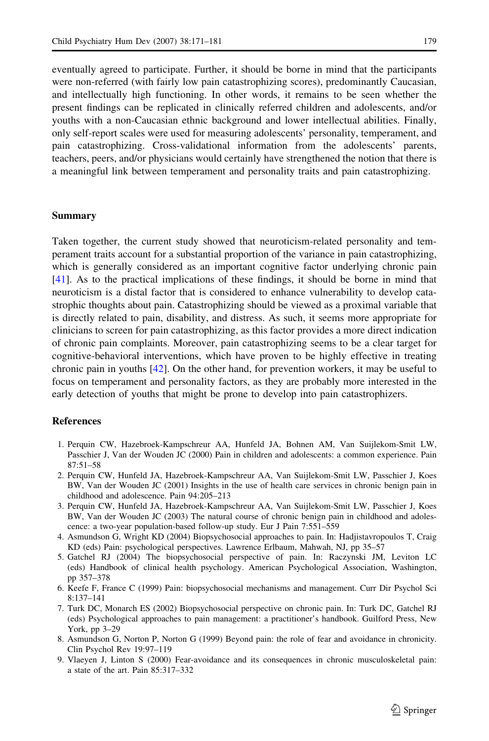eventually agreed to participate. Further, it should be borne in mind that the participants were non-referred (with fairly low pain catastrophizing scores), predominantly Caucasian, and intellectually high functioning. In other words, it remains to be seen whether the present findings can be replicated in clinically referred children and adolescents, and/or youths with a non-Caucasian ethnic background and lower intellectual abilities. Finally, only self-report scales were used for measuring adolescents' personality, temperament, and pain catastrophizing. Cross-validational information from the adolescents' parents, teachers, peers, and/or physicians would certainly have strengthened the notion that there is a meaningful link between temperament and personality traits and pain catastrophizing.

## Summary

Taken together, the current study showed that neuroticism-related personality and temperament traits account for a substantial proportion of the variance in pain catastrophizing, which is generally considered as an important cognitive factor underlying chronic pain [41]. As to the practical implications of these findings, it should be borne in mind that neuroticism is a distal factor that is considered to enhance vulnerability to develop catastrophic thoughts about pain. Catastrophizing should be viewed as a proximal variable that is directly related to pain, disability, and distress. As such, it seems more appropriate for clinicians to screen for pain catastrophizing, as this factor provides a more direct indication of chronic pain complaints. Moreover, pain catastrophizing seems to be a clear target for cognitive-behavioral interventions, which have proven to be highly effective in treating chronic pain in youths [42]. On the other hand, for prevention workers, it may be useful to focus on temperament and personality factors, as they are probably more interested in the early detection of youths that might be prone to develop into pain catastrophizers.

## References

1. Perquin CW, Hazebroek-Kampschreur AA, Hunfeld JA, Bohnen AM, Van Suijlekom-Smit LW, Passchier J, Van der Wouden JC (2000) Pain in children and adolescents: a common experience. Pain 87:51–58
2. Perquin CW, Hunfeld JA, Hazebroek-Kampschreur AA, Van Suijlekom-Smit LW, Passchier J, Koes BW, Van der Wouden JC (2001) Insights in the use of health care services in chronic benign pain in childhood and adolescence. Pain 94:205–213
3. Perquin CW, Hunfeld JA, Hazebroek-Kampschreur AA, Van Suijlekom-Smit LW, Passchier J, Koes BW, Van der Wouden JC (2003) The natural course of chronic benign pain in childhood and adolescence: a two-year population-based follow-up study. Eur J Pain 7:551–559
4. Asmundson G, Wright KD (2004) Biopsychosocial approaches to pain. In: Hadjistavropoulos T, Craig KD (eds) Pain: psychological perspectives. Lawrence Erlbaum, Mahwah, NJ, pp 35–57
5. Gatchel RJ (2004) The biopsychosocial perspective of pain. In: Raczynski JM, Leviton LC (eds) Handbook of clinical health psychology. American Psychological Association, Washington, pp 357–378
6. Keefe F, France C (1999) Pain: biopsychosocial mechanisms and management. Curr Dir Psychol Sci 8:137–141
7. Turk DC, Monarch ES (2002) Biopsychosocial perspective on chronic pain. In: Turk DC, Gatchel RJ (eds) Psychological approaches to pain management: a practitioner's handbook. Guilford Press, New York, pp 3–29
8. Asmundson G, Norton P, Norton G (1999) Beyond pain: the role of fear and avoidance in chronicity. Clin Psychol Rev 19:97–119
9. Vlaeyen J, Linton S (2000) Fear-avoidance and its consequences in chronic musculoskeletal pain: a state of the art. Pain 85:317–332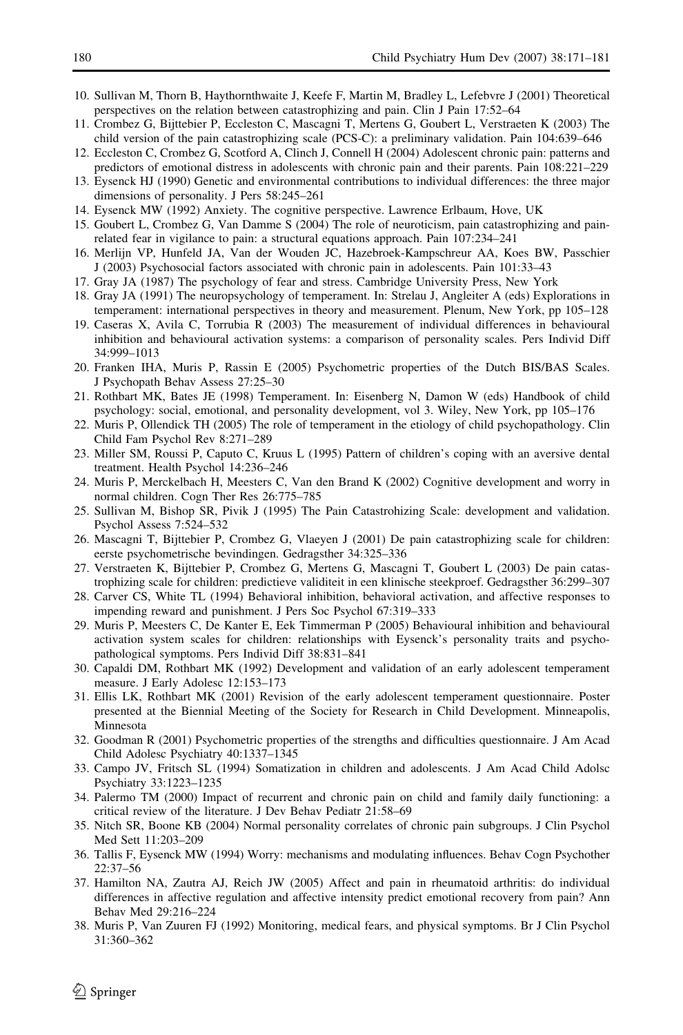10. Sullivan M, Thorn B, Haythornthwaite J, Keefe F, Martin M, Bradley L, Lefebvre J (2001) Theoretical perspectives on the relation between catastrophizing and pain. Clin J Pain 17:52–64
11. Crombez G, Bijttebier P, Eccleston C, Mascagni T, Mertens G, Goubert L, Verstraeten K (2003) The child version of the pain catastrophizing scale (PCS-C): a preliminary validation. Pain 104:639–646
12. Eccleston C, Crombez G, Scotford A, Clinch J, Connell H (2004) Adolescent chronic pain: patterns and predictors of emotional distress in adolescents with chronic pain and their parents. Pain 108:221–229
13. Eysenck HJ (1990) Genetic and environmental contributions to individual differences: the three major dimensions of personality. J Pers 58:245–261
14. Eysenck MW (1992) Anxiety. The cognitive perspective. Lawrence Erlbaum, Hove, UK
15. Goubert L, Crombez G, Van Damme S (2004) The role of neuroticism, pain catastrophizing and pain-related fear in vigilance to pain: a structural equations approach. Pain 107:234–241
16. Merlijn VP, Hunfeld JA, Van der Wouden JC, Hazebroek-Kampschreur AA, Koes BW, Passchier J (2003) Psychosocial factors associated with chronic pain in adolescents. Pain 101:33–43
17. Gray JA (1987) The psychology of fear and stress. Cambridge University Press, New York
18. Gray JA (1991) The neuropsychology of temperament. In: Strelau J, Angleiter A (eds) Explorations in temperament: international perspectives in theory and measurement. Plenum, New York, pp 105–128
19. Caseras X, Avila C, Torrubia R (2003) The measurement of individual differences in behavioural inhibition and behavioural activation systems: a comparison of personality scales. Pers Individ Diff 34:999–1013
20. Franken IHA, Muris P, Rassin E (2005) Psychometric properties of the Dutch BIS/BAS Scales. J Psychopath Behav Assess 27:25–30
21. Rothbart MK, Bates JE (1998) Temperament. In: Eisenberg N, Damon W (eds) Handbook of child psychology: social, emotional, and personality development, vol 3. Wiley, New York, pp 105–176
22. Muris P, Ollendick TH (2005) The role of temperament in the etiology of child psychopathology. Clin Child Fam Psychol Rev 8:271–289
23. Miller SM, Roussi P, Caputo C, Kruus L (1995) Pattern of children's coping with an aversive dental treatment. Health Psychol 14:236–246
24. Muris P, Merckelbach H, Meesters C, Van den Brand K (2002) Cognitive development and worry in normal children. Cogn Ther Res 26:775–785
25. Sullivan M, Bishop SR, Pivik J (1995) The Pain Catastrohizing Scale: development and validation. Psychol Assess 7:524–532
26. Mascagni T, Bijttebier P, Crombez G, Vlaeyen J (2001) De pain catastrophizing scale for children: eerste psychometrische bevindingen. Gedragsther 34:325–336
27. Verstraeten K, Bijttebier P, Crombez G, Mertens G, Mascagni T, Goubert L (2003) De pain catastrophizing scale for children: predictieve validiteit in een klinische steekproef. Gedragsther 36:299–307
28. Carver CS, White TL (1994) Behavioral inhibition, behavioral activation, and affective responses to impending reward and punishment. J Pers Soc Psychol 67:319–333
29. Muris P, Meesters C, De Kanter E, Eek Timmerman P (2005) Behavioural inhibition and behavioural activation system scales for children: relationships with Eysenck's personality traits and psychopathological symptoms. Pers Individ Diff 38:831–841
30. Capaldi DM, Rothbart MK (1992) Development and validation of an early adolescent temperament measure. J Early Adolesc 12:153–173
31. Ellis LK, Rothbart MK (2001) Revision of the early adolescent temperament questionnaire. Poster presented at the Biennial Meeting of the Society for Research in Child Development. Minneapolis, Minnesota
32. Goodman R (2001) Psychometric properties of the strengths and difficulties questionnaire. J Am Acad Child Adolesc Psychiatry 40:1337–1345
33. Campo JV, Fritsch SL (1994) Somatization in children and adolescents. J Am Acad Child Adolsc Psychiatry 33:1223–1235
34. Palermo TM (2000) Impact of recurrent and chronic pain on child and family daily functioning: a critical review of the literature. J Dev Behav Pediatr 21:58–69
35. Nitch SR, Boone KB (2004) Normal personality correlates of chronic pain subgroups. J Clin Psychol Med Sett 11:203–209
36. Tallis F, Eysenck MW (1994) Worry: mechanisms and modulating influences. Behav Cogn Psychother 22:37–56
37. Hamilton NA, Zautra AJ, Reich JW (2005) Affect and pain in rheumatoid arthritis: do individual differences in affective regulation and affective intensity predict emotional recovery from pain? Ann Behav Med 29:216–224
38. Muris P, Van Zuuren FJ (1992) Monitoring, medical fears, and physical symptoms. Br J Clin Psychol 31:360–362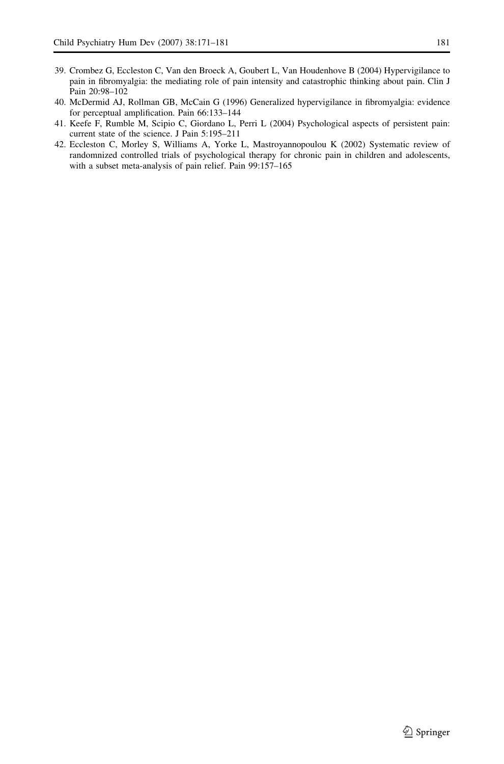39. Crombez G, Eccleston C, Van den Broeck A, Goubert L, Van Houdenhove B (2004) Hypervigilance to pain in fibromyalgia: the mediating role of pain intensity and catastrophic thinking about pain. Clin J Pain 20:98–102
40. McDermid AJ, Rollman GB, McCain G (1996) Generalized hypervigilance in fibromyalgia: evidence for perceptual amplification. Pain 66:133–144
41. Keefe F, Rumble M, Scipio C, Giordano L, Perri L (2004) Psychological aspects of persistent pain: current state of the science. J Pain 5:195–211
42. Eccleston C, Morley S, Williams A, Yorke L, Mastroyannopoulou K (2002) Systematic review of randomnized controlled trials of psychological therapy for chronic pain in children and adolescents, with a subset meta-analysis of pain relief. Pain 99:157–165